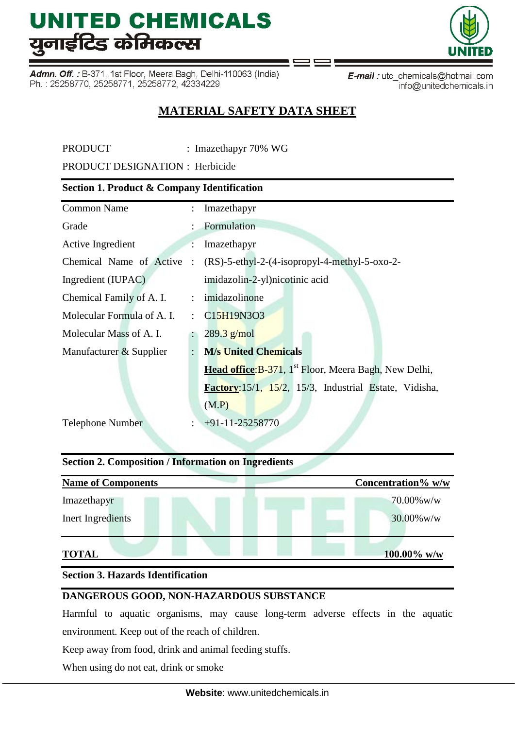# UNITED CHEMICALS
# युनाईटिड केमिकल्स

**Admn. Off. :** B-371, 1st Floor, Meera Bagh, Delhi-110063 (India)
Ph. : 25258770, 25258771, 25258772, 42334229

**E-mail :** utc_chemicals@hotmail.com
info@unitedchemicals.in

## MATERIAL SAFETY DATA SHEET

PRODUCT : Imazethapyr 70% WG

PRODUCT DESIGNATION : Herbicide

### Section 1. Product & Company Identification

| | | |
|---|---|---|
| Common Name | : | Imazethapyr |
| Grade | : | Formulation |
| Active Ingredient | : | Imazethapyr |
| Chemical Name of Active Ingredient (IUPAC) | : | (RS)-5-ethyl-2-(4-isopropyl-4-methyl-5-oxo-2-imidazolin-2-yl)nicotinic acid |
| Chemical Family of A. I. | : | imidazolinone |
| Molecular Formula of A. I. | : | $C_{15}H_{19}N_3O_3$ |
| Molecular Mass of A. I. | : | 289.3 g/mol |
| Manufacturer & Supplier | : | **M/s United Chemicals**<br>**Head office**:B-371, 1st Floor, Meera Bagh, New Delhi,<br>**Factory**:15/1, 15/2, 15/3, Industrial Estate, Vidisha, (M.P) |
| Telephone Number | : | +91-11-25258770 |

### Section 2. Composition / Information on Ingredients

| Name of Components | Concentration% w/w |
|---|---|
| Imazethapyr | 70.00%w/w |
| Inert Ingredients | 30.00%w/w |
| **TOTAL** | **100.00% w/w** |

### Section 3. Hazards Identification

**DANGEROUS GOOD, NON-HAZARDOUS SUBSTANCE**

Harmful to aquatic organisms, may cause long-term adverse effects in the aquatic environment. Keep out of the reach of children.

Keep away from food, drink and animal feeding stuffs.

When using do not eat, drink or smoke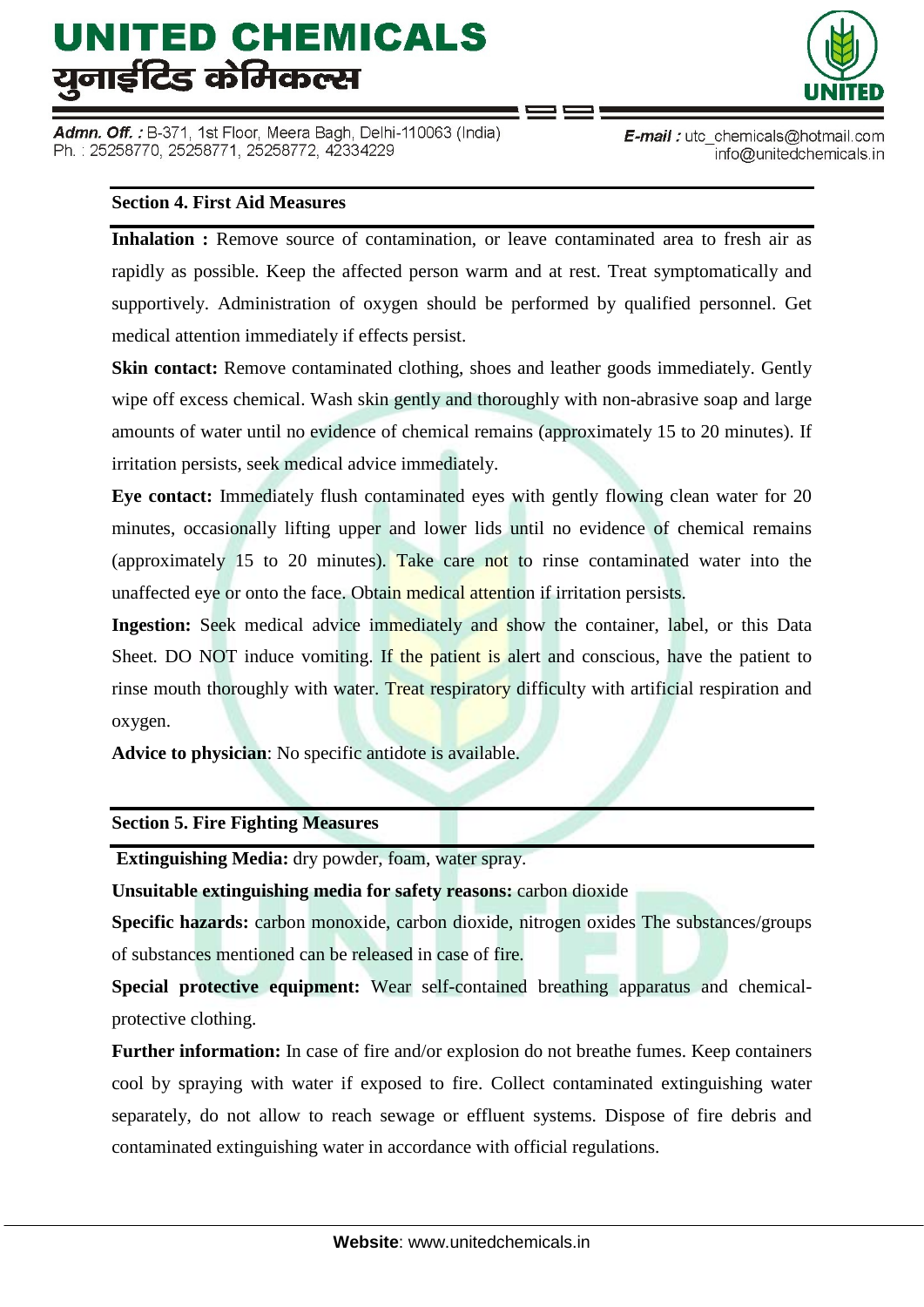## Section 4. First Aid Measures

**Inhalation :** Remove source of contamination, or leave contaminated area to fresh air as rapidly as possible. Keep the affected person warm and at rest. Treat symptomatically and supportively. Administration of oxygen should be performed by qualified personnel. Get medical attention immediately if effects persist.

**Skin contact:** Remove contaminated clothing, shoes and leather goods immediately. Gently wipe off excess chemical. Wash skin gently and thoroughly with non-abrasive soap and large amounts of water until no evidence of chemical remains (approximately 15 to 20 minutes). If irritation persists, seek medical advice immediately.

**Eye contact:** Immediately flush contaminated eyes with gently flowing clean water for 20 minutes, occasionally lifting upper and lower lids until no evidence of chemical remains (approximately 15 to 20 minutes). Take care not to rinse contaminated water into the unaffected eye or onto the face. Obtain medical attention if irritation persists.

**Ingestion:** Seek medical advice immediately and show the container, label, or this Data Sheet. DO NOT induce vomiting. If the patient is alert and conscious, have the patient to rinse mouth thoroughly with water. Treat respiratory difficulty with artificial respiration and oxygen.

**Advice to physician**: No specific antidote is available.

## Section 5. Fire Fighting Measures

**Extinguishing Media:** dry powder, foam, water spray.

**Unsuitable extinguishing media for safety reasons:** carbon dioxide

**Specific hazards:** carbon monoxide, carbon dioxide, nitrogen oxides The substances/groups of substances mentioned can be released in case of fire.

**Special protective equipment:** Wear self-contained breathing apparatus and chemical-protective clothing.

**Further information:** In case of fire and/or explosion do not breathe fumes. Keep containers cool by spraying with water if exposed to fire. Collect contaminated extinguishing water separately, do not allow to reach sewage or effluent systems. Dispose of fire debris and contaminated extinguishing water in accordance with official regulations.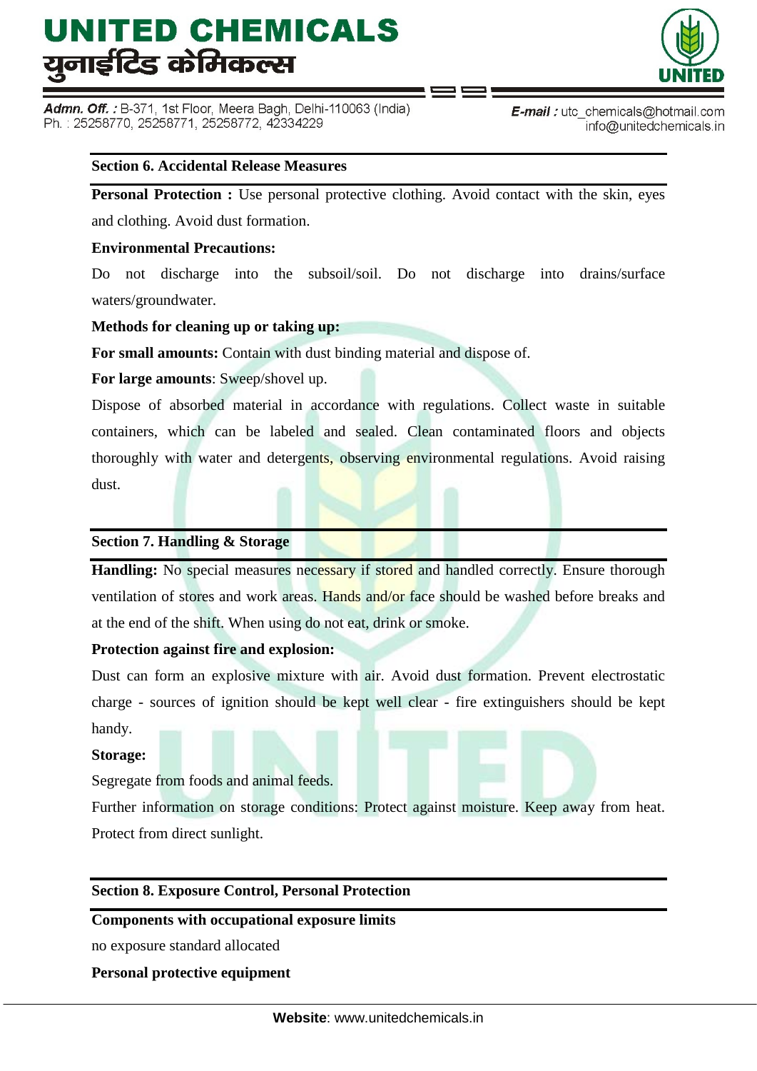## Section 6. Accidental Release Measures

**Personal Protection :** Use personal protective clothing. Avoid contact with the skin, eyes and clothing. Avoid dust formation.

**Environmental Precautions:**

Do not discharge into the subsoil/soil. Do not discharge into drains/surface waters/groundwater.

**Methods for cleaning up or taking up:**

**For small amounts:** Contain with dust binding material and dispose of.

**For large amounts**: Sweep/shovel up.

Dispose of absorbed material in accordance with regulations. Collect waste in suitable containers, which can be labeled and sealed. Clean contaminated floors and objects thoroughly with water and detergents, observing environmental regulations. Avoid raising dust.

## Section 7. Handling & Storage

**Handling:** No special measures necessary if stored and handled correctly. Ensure thorough ventilation of stores and work areas. Hands and/or face should be washed before breaks and at the end of the shift. When using do not eat, drink or smoke.

**Protection against fire and explosion:**

Dust can form an explosive mixture with air. Avoid dust formation. Prevent electrostatic charge - sources of ignition should be kept well clear - fire extinguishers should be kept handy.

**Storage:**

Segregate from foods and animal feeds.

Further information on storage conditions: Protect against moisture. Keep away from heat. Protect from direct sunlight.

## Section 8. Exposure Control, Personal Protection

**Components with occupational exposure limits**

no exposure standard allocated

**Personal protective equipment**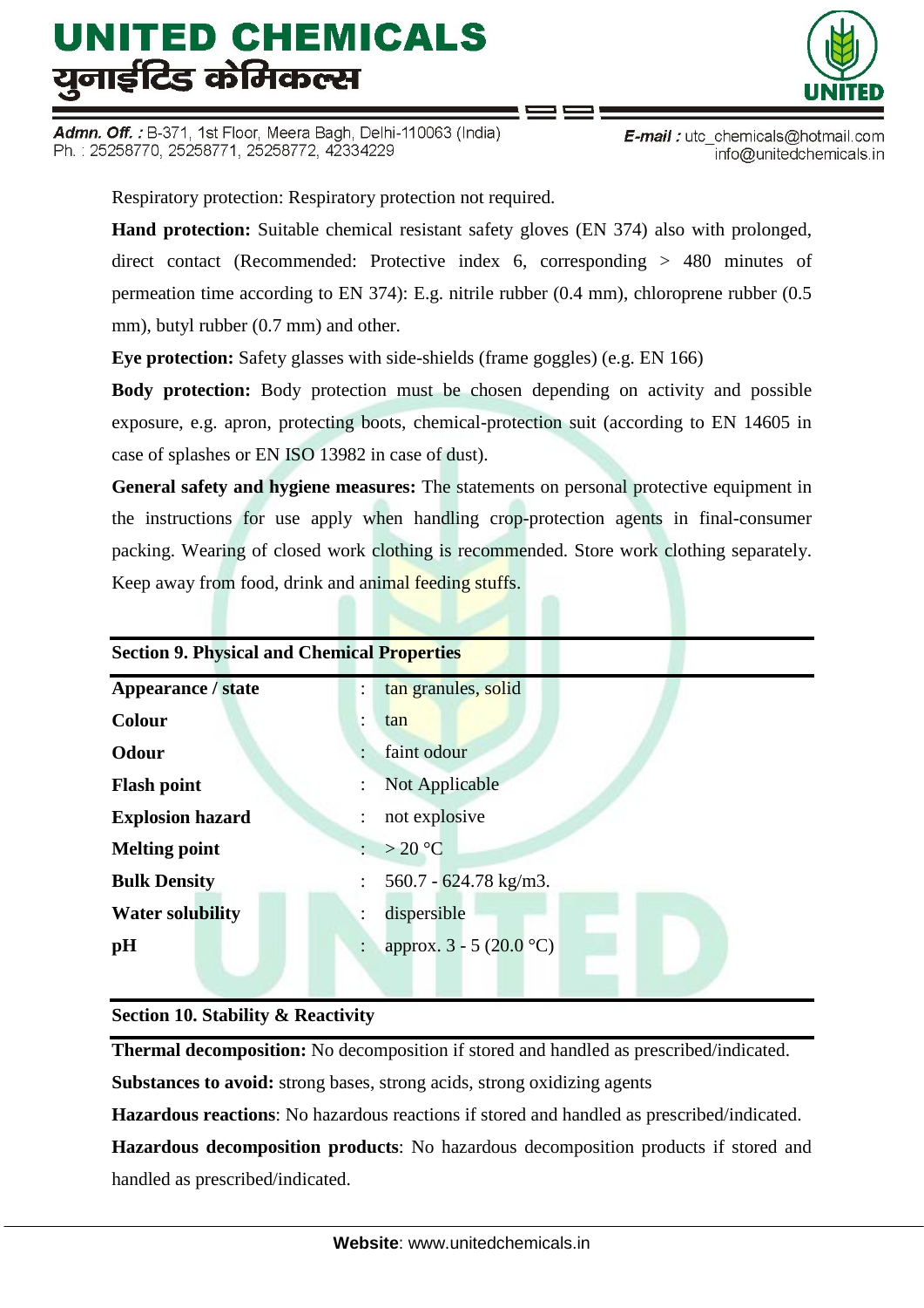Respiratory protection: Respiratory protection not required.

**Hand protection:** Suitable chemical resistant safety gloves (EN 374) also with prolonged, direct contact (Recommended: Protective index 6, corresponding > 480 minutes of permeation time according to EN 374): E.g. nitrile rubber (0.4 mm), chloroprene rubber (0.5 mm), butyl rubber (0.7 mm) and other.

**Eye protection:** Safety glasses with side-shields (frame goggles) (e.g. EN 166)

**Body protection:** Body protection must be chosen depending on activity and possible exposure, e.g. apron, protecting boots, chemical-protection suit (according to EN 14605 in case of splashes or EN ISO 13982 in case of dust).

**General safety and hygiene measures:** The statements on personal protective equipment in the instructions for use apply when handling crop-protection agents in final-consumer packing. Wearing of closed work clothing is recommended. Store work clothing separately. Keep away from food, drink and animal feeding stuffs.

## Section 9. Physical and Chemical Properties

| | | |
|---|---|---|
| **Appearance / state** | : | tan granules, solid |
| **Colour** | : | tan |
| **Odour** | : | faint odour |
| **Flash point** | : | Not Applicable |
| **Explosion hazard** | : | not explosive |
| **Melting point** | : | > 20 °C |
| **Bulk Density** | : | 560.7 - 624.78 kg/m3. |
| **Water solubility** | : | dispersible |
| **pH** | : | approx. 3 - 5 (20.0 °C) |

## Section 10. Stability & Reactivity

**Thermal decomposition:** No decomposition if stored and handled as prescribed/indicated.

**Substances to avoid:** strong bases, strong acids, strong oxidizing agents

**Hazardous reactions**: No hazardous reactions if stored and handled as prescribed/indicated.

**Hazardous decomposition products**: No hazardous decomposition products if stored and handled as prescribed/indicated.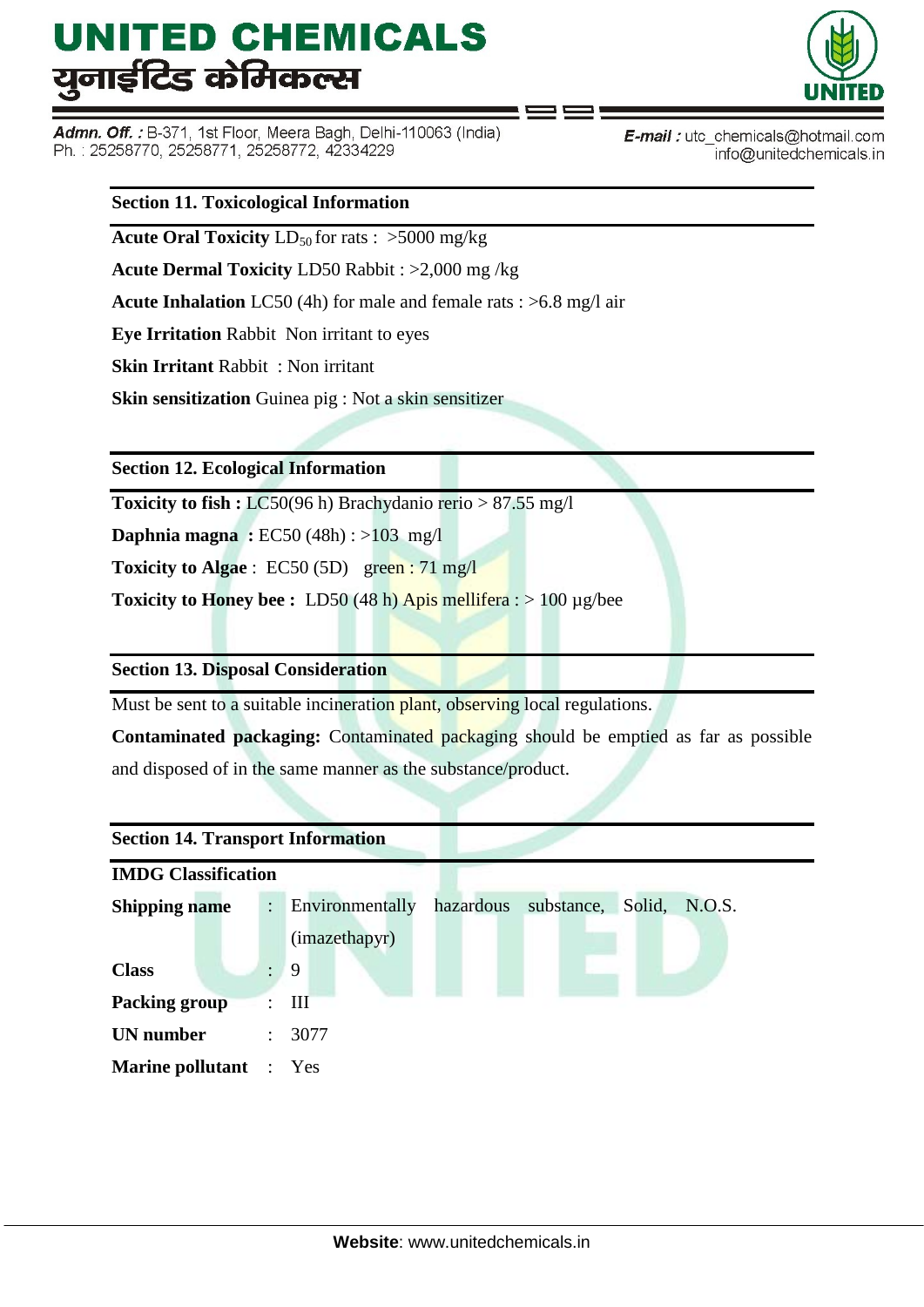## Section 11. Toxicological Information

**Acute Oral Toxicity** $LD_{50}$ for rats : >5000 mg/kg

**Acute Dermal Toxicity** LD50 Rabbit : >2,000 mg /kg

**Acute Inhalation** LC50 (4h) for male and female rats : >6.8 mg/l air

**Eye Irritation** Rabbit Non irritant to eyes

**Skin Irritant** Rabbit : Non irritant

**Skin sensitization** Guinea pig : Not a skin sensitizer

## Section 12. Ecological Information

**Toxicity to fish :** LC50(96 h) Brachydanio rerio > 87.55 mg/l

**Daphnia magna :** EC50 (48h) : >103 mg/l

**Toxicity to Algae** : EC50 (5D) green : 71 mg/l

**Toxicity to Honey bee :** LD50 (48 h) Apis mellifera : > 100 µg/bee

## Section 13. Disposal Consideration

Must be sent to a suitable incineration plant, observing local regulations.

**Contaminated packaging:** Contaminated packaging should be emptied as far as possible and disposed of in the same manner as the substance/product.

## Section 14. Transport Information

**IMDG Classification**

| | | |
|---|---|---|
| **Shipping name** | : | Environmentally hazardous substance, Solid, N.O.S. (imazethapyr) |
| **Class** | : | 9 |
| **Packing group** | : | III |
| **UN number** | : | 3077 |
| **Marine pollutant** | : | Yes |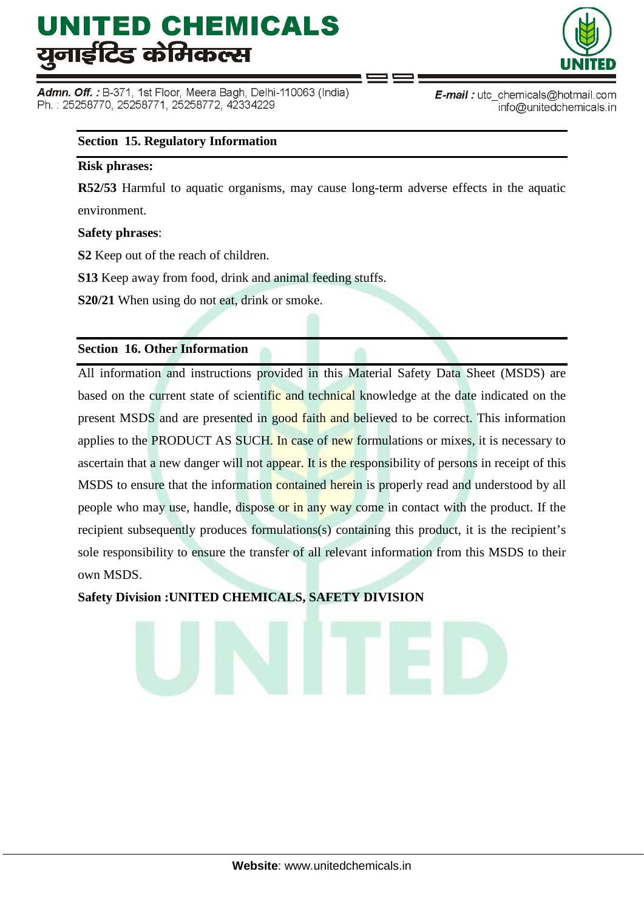## Section 15. Regulatory Information

**Risk phrases:**

**R52/53** Harmful to aquatic organisms, may cause long-term adverse effects in the aquatic environment.

**Safety phrases**:

**S2** Keep out of the reach of children.

**S13** Keep away from food, drink and animal feeding stuffs.

**S20/21** When using do not eat, drink or smoke.

## Section 16. Other Information

All information and instructions provided in this Material Safety Data Sheet (MSDS) are based on the current state of scientific and technical knowledge at the date indicated on the present MSDS and are presented in good faith and believed to be correct. This information applies to the PRODUCT AS SUCH. In case of new formulations or mixes, it is necessary to ascertain that a new danger will not appear. It is the responsibility of persons in receipt of this MSDS to ensure that the information contained herein is properly read and understood by all people who may use, handle, dispose or in any way come in contact with the product. If the recipient subsequently produces formulations(s) containing this product, it is the recipient's sole responsibility to ensure the transfer of all relevant information from this MSDS to their own MSDS.

**Safety Division :UNITED CHEMICALS, SAFETY DIVISION**